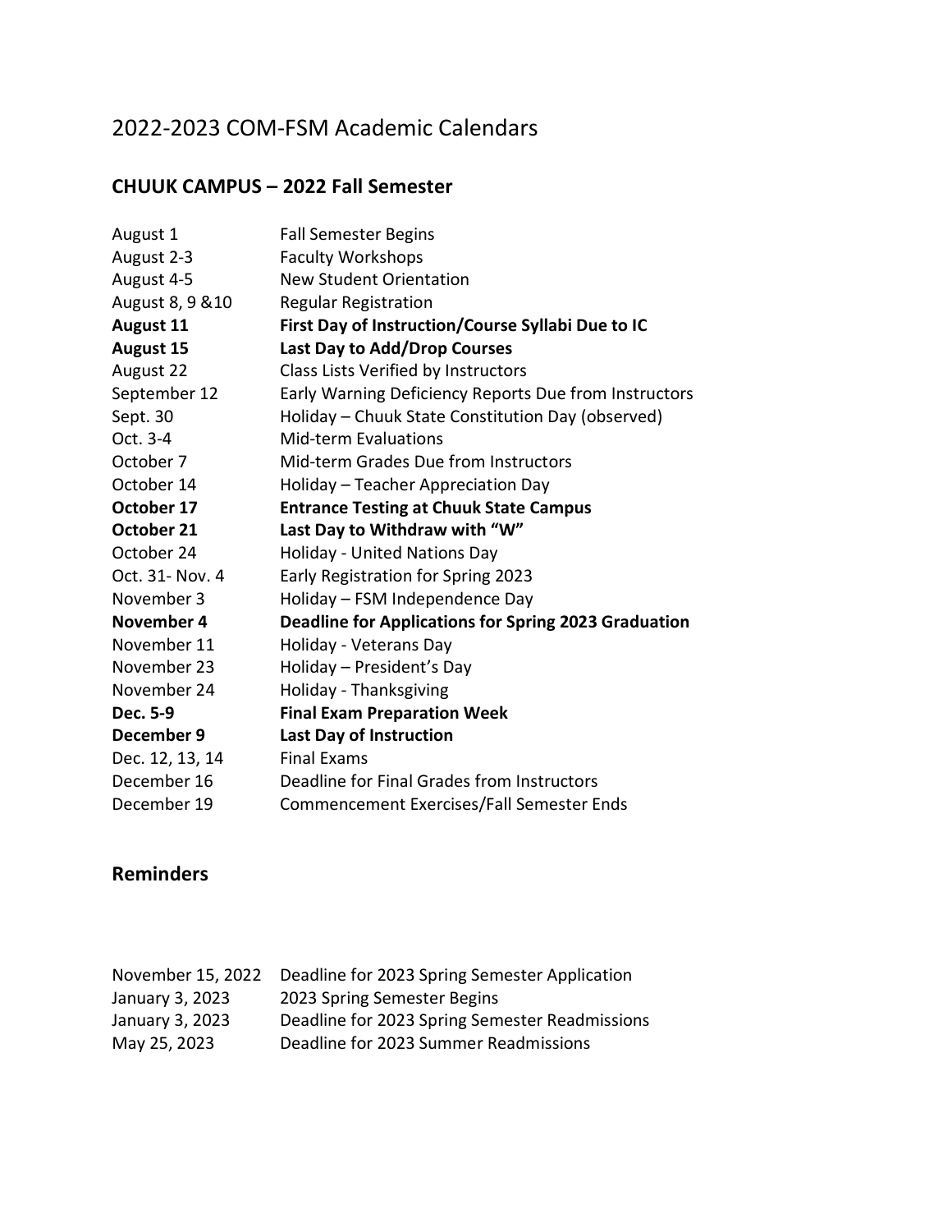# 2022-2023 COM-FSM Academic Calendars

## CHUUK CAMPUS – 2022 Fall Semester

| | |
|---|---|
| August 1 | Fall Semester Begins |
| August 2-3 | Faculty Workshops |
| August 4-5 | New Student Orientation |
| August 8, 9 &10 | Regular Registration |
| **August 11** | **First Day of Instruction/Course Syllabi Due to IC** |
| **August 15** | **Last Day to Add/Drop Courses** |
| August 22 | Class Lists Verified by Instructors |
| September 12 | Early Warning Deficiency Reports Due from Instructors |
| Sept. 30 | Holiday – Chuuk State Constitution Day (observed) |
| Oct. 3-4 | Mid-term Evaluations |
| October 7 | Mid-term Grades Due from Instructors |
| October 14 | Holiday – Teacher Appreciation Day |
| **October 17** | **Entrance Testing at Chuuk State Campus** |
| **October 21** | **Last Day to Withdraw with "W"** |
| October 24 | Holiday - United Nations Day |
| Oct. 31- Nov. 4 | Early Registration for Spring 2023 |
| November 3 | Holiday – FSM Independence Day |
| **November 4** | **Deadline for Applications for Spring 2023 Graduation** |
| November 11 | Holiday - Veterans Day |
| November 23 | Holiday – President's Day |
| November 24 | Holiday - Thanksgiving |
| **Dec. 5-9** | **Final Exam Preparation Week** |
| **December 9** | **Last Day of Instruction** |
| Dec. 12, 13, 14 | Final Exams |
| December 16 | Deadline for Final Grades from Instructors |
| December 19 | Commencement Exercises/Fall Semester Ends |

## Reminders

| | |
|---|---|
| November 15, 2022 | Deadline for 2023 Spring Semester Application |
| January 3, 2023 | 2023 Spring Semester Begins |
| January 3, 2023 | Deadline for 2023 Spring Semester Readmissions |
| May 25, 2023 | Deadline for 2023 Summer Readmissions |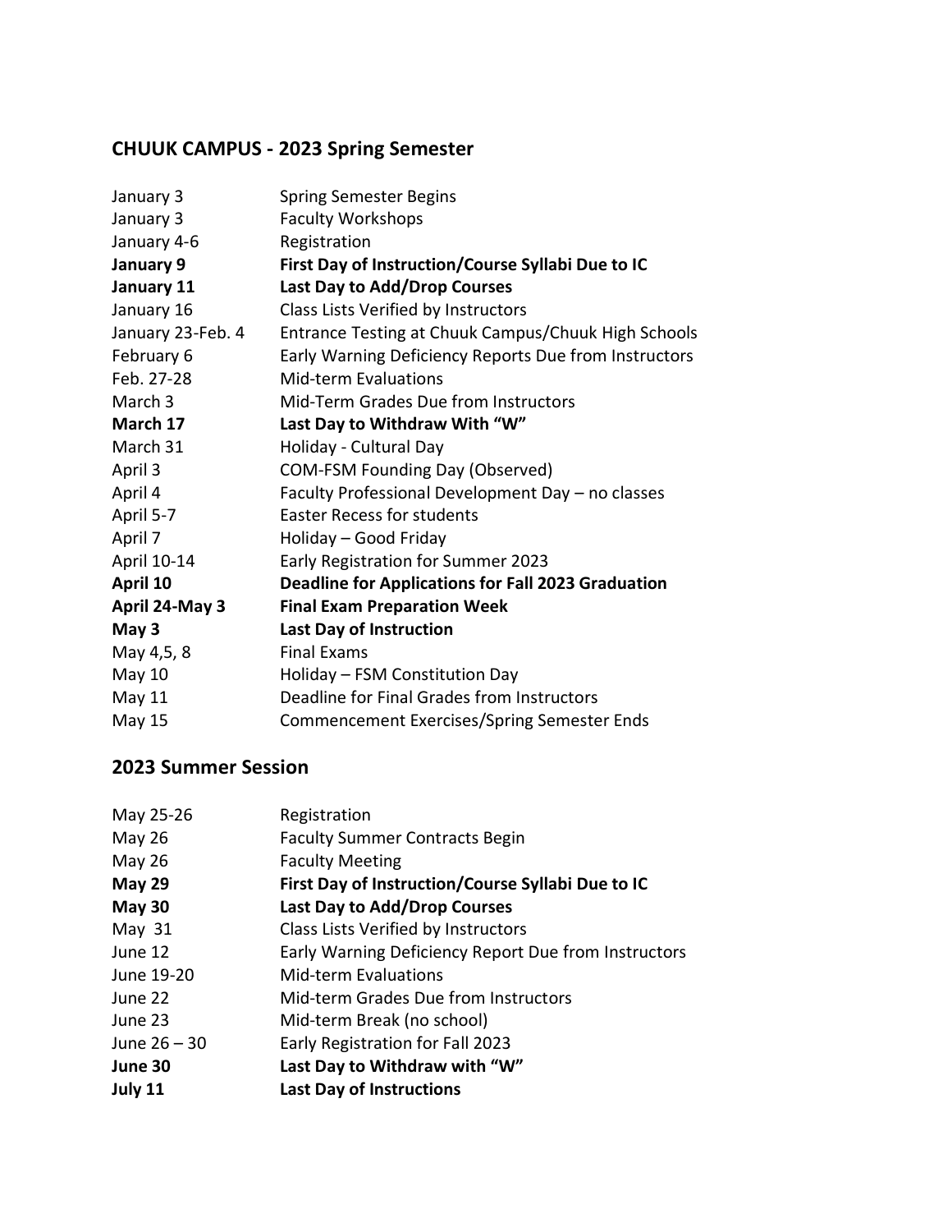## CHUUK CAMPUS - 2023 Spring Semester

| | |
|---|---|
| January 3 | Spring Semester Begins |
| January 3 | Faculty Workshops |
| January 4-6 | Registration |
| **January 9** | **First Day of Instruction/Course Syllabi Due to IC** |
| **January 11** | **Last Day to Add/Drop Courses** |
| January 16 | Class Lists Verified by Instructors |
| January 23-Feb. 4 | Entrance Testing at Chuuk Campus/Chuuk High Schools |
| February 6 | Early Warning Deficiency Reports Due from Instructors |
| Feb. 27-28 | Mid-term Evaluations |
| March 3 | Mid-Term Grades Due from Instructors |
| **March 17** | **Last Day to Withdraw With "W"** |
| March 31 | Holiday - Cultural Day |
| April 3 | COM-FSM Founding Day (Observed) |
| April 4 | Faculty Professional Development Day – no classes |
| April 5-7 | Easter Recess for students |
| April 7 | Holiday – Good Friday |
| April 10-14 | Early Registration for Summer 2023 |
| **April 10** | **Deadline for Applications for Fall 2023 Graduation** |
| **April 24-May 3** | **Final Exam Preparation Week** |
| **May 3** | **Last Day of Instruction** |
| May 4,5, 8 | Final Exams |
| May 10 | Holiday – FSM Constitution Day |
| May 11 | Deadline for Final Grades from Instructors |
| May 15 | Commencement Exercises/Spring Semester Ends |

## 2023 Summer Session

| | |
|---|---|
| May 25-26 | Registration |
| May 26 | Faculty Summer Contracts Begin |
| May 26 | Faculty Meeting |
| **May 29** | **First Day of Instruction/Course Syllabi Due to IC** |
| **May 30** | **Last Day to Add/Drop Courses** |
| May 31 | Class Lists Verified by Instructors |
| June 12 | Early Warning Deficiency Report Due from Instructors |
| June 19-20 | Mid-term Evaluations |
| June 22 | Mid-term Grades Due from Instructors |
| June 23 | Mid-term Break (no school) |
| June 26 – 30 | Early Registration for Fall 2023 |
| **June 30** | **Last Day to Withdraw with "W"** |
| **July 11** | **Last Day of Instructions** |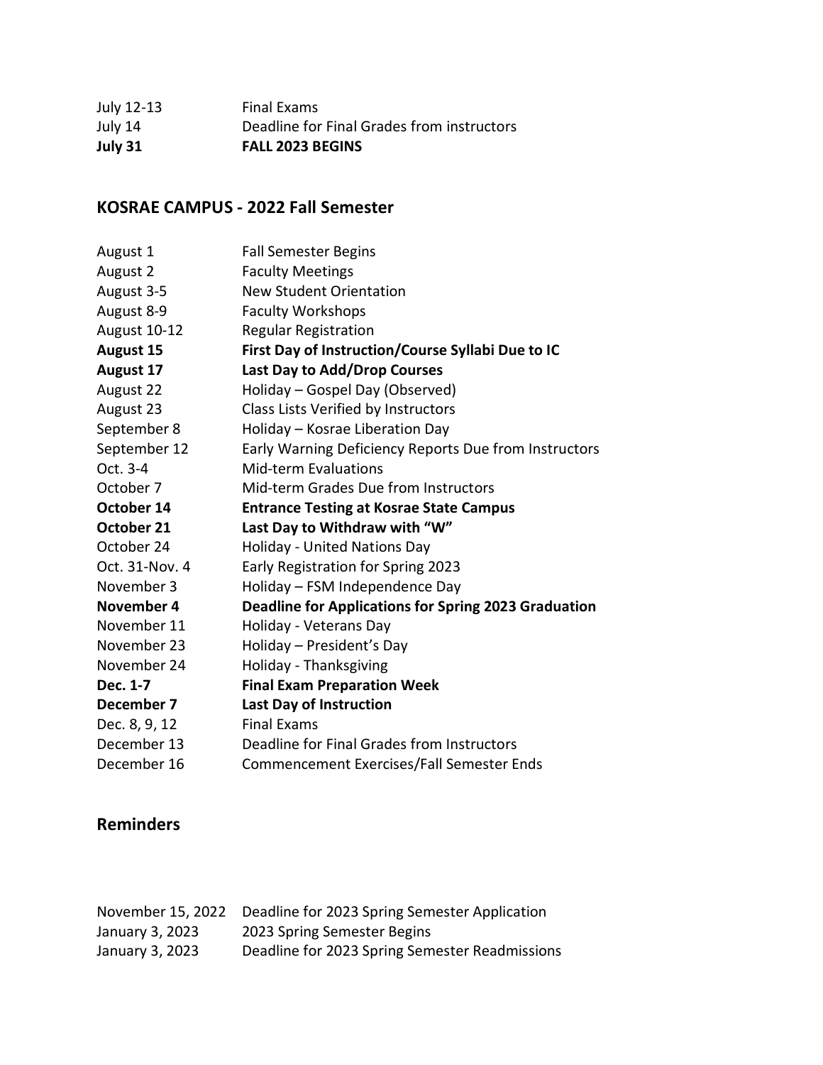| | |
|---|---|
| July 12-13 | Final Exams |
| July 14 | Deadline for Final Grades from instructors |
| **July 31** | **FALL 2023 BEGINS** |

## KOSRAE CAMPUS - 2022 Fall Semester

| | |
|---|---|
| August 1 | Fall Semester Begins |
| August 2 | Faculty Meetings |
| August 3-5 | New Student Orientation |
| August 8-9 | Faculty Workshops |
| August 10-12 | Regular Registration |
| **August 15** | **First Day of Instruction/Course Syllabi Due to IC** |
| **August 17** | **Last Day to Add/Drop Courses** |
| August 22 | Holiday – Gospel Day (Observed) |
| August 23 | Class Lists Verified by Instructors |
| September 8 | Holiday – Kosrae Liberation Day |
| September 12 | Early Warning Deficiency Reports Due from Instructors |
| Oct. 3-4 | Mid-term Evaluations |
| October 7 | Mid-term Grades Due from Instructors |
| **October 14** | **Entrance Testing at Kosrae State Campus** |
| **October 21** | **Last Day to Withdraw with "W"** |
| October 24 | Holiday - United Nations Day |
| Oct. 31-Nov. 4 | Early Registration for Spring 2023 |
| November 3 | Holiday – FSM Independence Day |
| **November 4** | **Deadline for Applications for Spring 2023 Graduation** |
| November 11 | Holiday - Veterans Day |
| November 23 | Holiday – President's Day |
| November 24 | Holiday - Thanksgiving |
| **Dec. 1-7** | **Final Exam Preparation Week** |
| **December 7** | **Last Day of Instruction** |
| Dec. 8, 9, 12 | Final Exams |
| December 13 | Deadline for Final Grades from Instructors |
| December 16 | Commencement Exercises/Fall Semester Ends |

## Reminders

| | |
|---|---|
| November 15, 2022 | Deadline for 2023 Spring Semester Application |
| January 3, 2023 | 2023 Spring Semester Begins |
| January 3, 2023 | Deadline for 2023 Spring Semester Readmissions |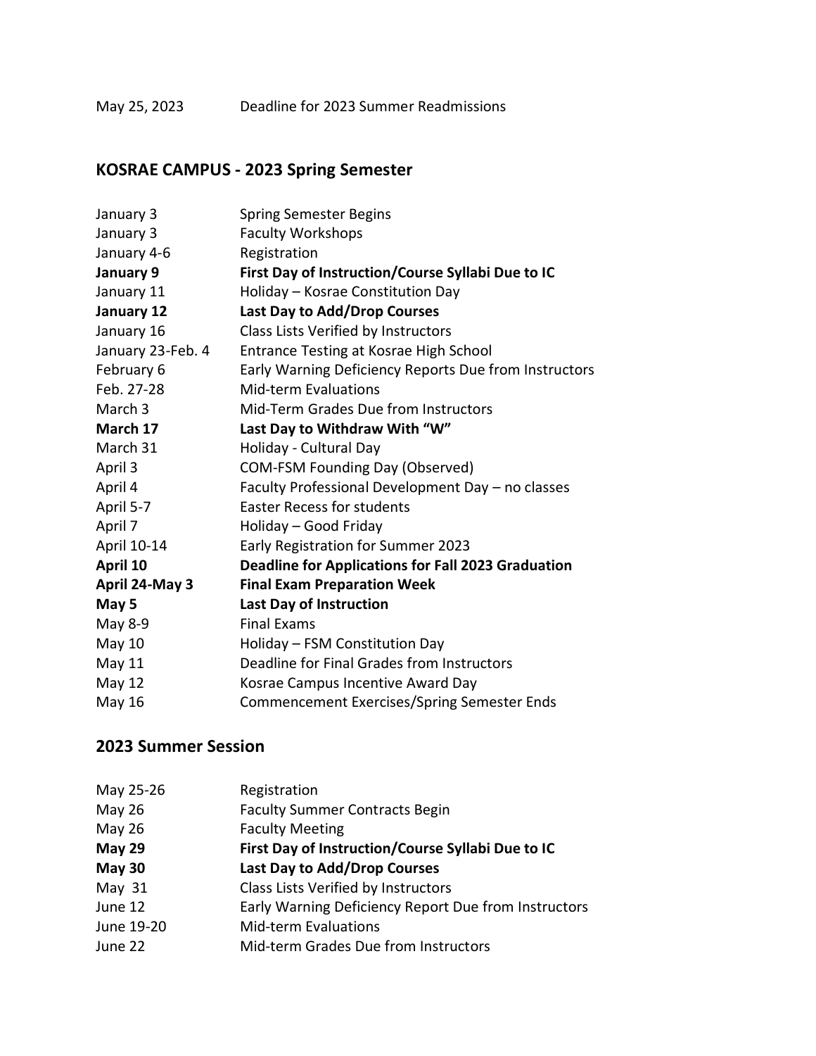| | |
|---|---|
| May 25, 2023 | Deadline for 2023 Summer Readmissions |

## KOSRAE CAMPUS - 2023 Spring Semester

| | |
|---|---|
| January 3 | Spring Semester Begins |
| January 3 | Faculty Workshops |
| January 4-6 | Registration |
| **January 9** | **First Day of Instruction/Course Syllabi Due to IC** |
| January 11 | Holiday – Kosrae Constitution Day |
| **January 12** | **Last Day to Add/Drop Courses** |
| January 16 | Class Lists Verified by Instructors |
| January 23-Feb. 4 | Entrance Testing at Kosrae High School |
| February 6 | Early Warning Deficiency Reports Due from Instructors |
| Feb. 27-28 | Mid-term Evaluations |
| March 3 | Mid-Term Grades Due from Instructors |
| **March 17** | **Last Day to Withdraw With "W"** |
| March 31 | Holiday - Cultural Day |
| April 3 | COM-FSM Founding Day (Observed) |
| April 4 | Faculty Professional Development Day – no classes |
| April 5-7 | Easter Recess for students |
| April 7 | Holiday – Good Friday |
| April 10-14 | Early Registration for Summer 2023 |
| **April 10** | **Deadline for Applications for Fall 2023 Graduation** |
| **April 24-May 3** | **Final Exam Preparation Week** |
| **May 5** | **Last Day of Instruction** |
| May 8-9 | Final Exams |
| May 10 | Holiday – FSM Constitution Day |
| May 11 | Deadline for Final Grades from Instructors |
| May 12 | Kosrae Campus Incentive Award Day |
| May 16 | Commencement Exercises/Spring Semester Ends |

## 2023 Summer Session

| | |
|---|---|
| May 25-26 | Registration |
| May 26 | Faculty Summer Contracts Begin |
| May 26 | Faculty Meeting |
| **May 29** | **First Day of Instruction/Course Syllabi Due to IC** |
| **May 30** | **Last Day to Add/Drop Courses** |
| May 31 | Class Lists Verified by Instructors |
| June 12 | Early Warning Deficiency Report Due from Instructors |
| June 19-20 | Mid-term Evaluations |
| June 22 | Mid-term Grades Due from Instructors |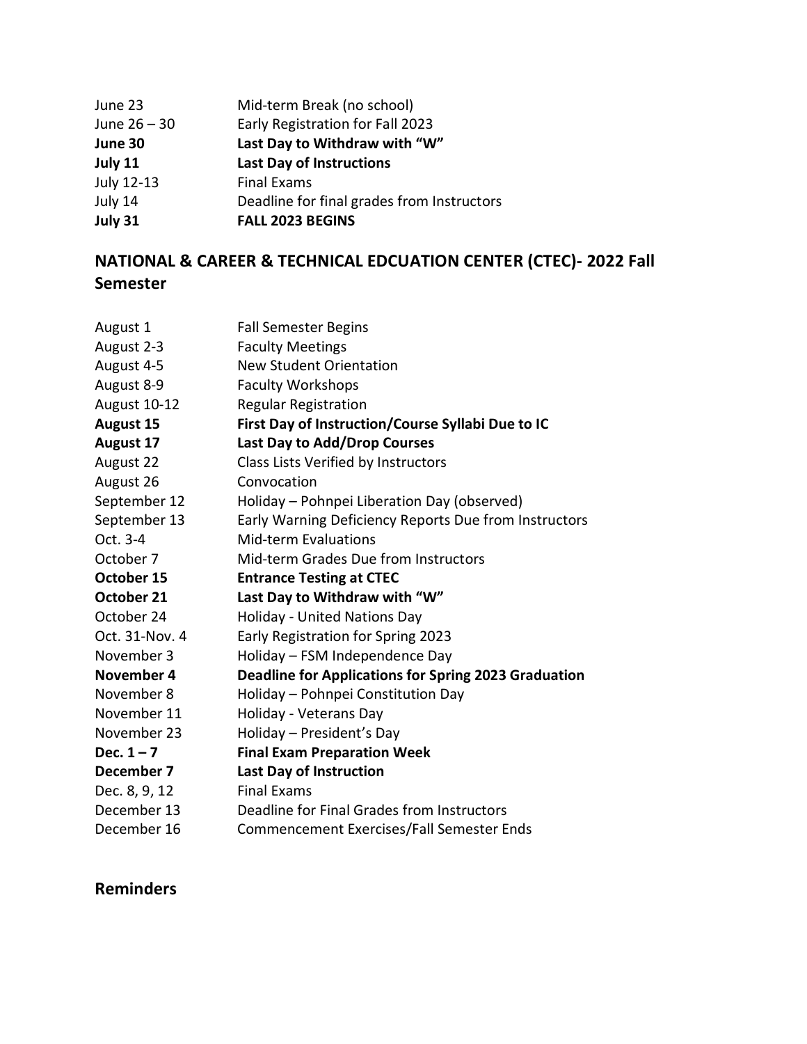| | |
|---|---|
| June 23 | Mid-term Break (no school) |
| June 26 – 30 | Early Registration for Fall 2023 |
| **June 30** | **Last Day to Withdraw with "W"** |
| **July 11** | **Last Day of Instructions** |
| July 12-13 | Final Exams |
| July 14 | Deadline for final grades from Instructors |
| **July 31** | **FALL 2023 BEGINS** |

## NATIONAL & CAREER & TECHNICAL EDCUATION CENTER (CTEC)- 2022 Fall Semester

| | |
|---|---|
| August 1 | Fall Semester Begins |
| August 2-3 | Faculty Meetings |
| August 4-5 | New Student Orientation |
| August 8-9 | Faculty Workshops |
| August 10-12 | Regular Registration |
| **August 15** | **First Day of Instruction/Course Syllabi Due to IC** |
| **August 17** | **Last Day to Add/Drop Courses** |
| August 22 | Class Lists Verified by Instructors |
| August 26 | Convocation |
| September 12 | Holiday – Pohnpei Liberation Day (observed) |
| September 13 | Early Warning Deficiency Reports Due from Instructors |
| Oct. 3-4 | Mid-term Evaluations |
| October 7 | Mid-term Grades Due from Instructors |
| **October 15** | **Entrance Testing at CTEC** |
| **October 21** | **Last Day to Withdraw with "W"** |
| October 24 | Holiday - United Nations Day |
| Oct. 31-Nov. 4 | Early Registration for Spring 2023 |
| November 3 | Holiday – FSM Independence Day |
| **November 4** | **Deadline for Applications for Spring 2023 Graduation** |
| November 8 | Holiday – Pohnpei Constitution Day |
| November 11 | Holiday - Veterans Day |
| November 23 | Holiday – President's Day |
| **Dec. 1 – 7** | **Final Exam Preparation Week** |
| **December 7** | **Last Day of Instruction** |
| Dec. 8, 9, 12 | Final Exams |
| December 13 | Deadline for Final Grades from Instructors |
| December 16 | Commencement Exercises/Fall Semester Ends |

## Reminders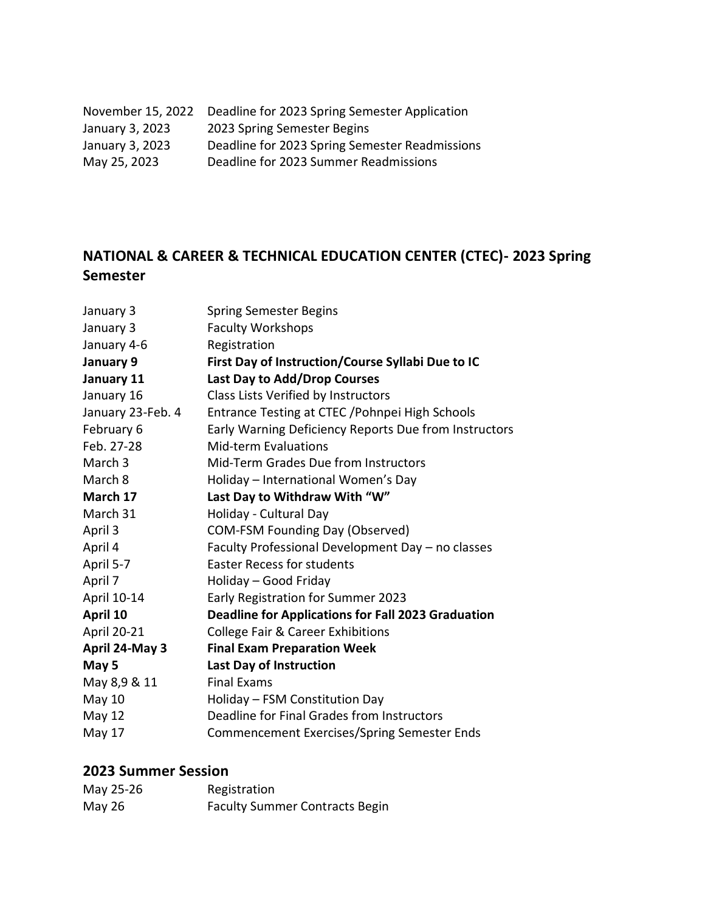| | |
|---|---|
| November 15, 2022 | Deadline for 2023 Spring Semester Application |
| January 3, 2023 | 2023 Spring Semester Begins |
| January 3, 2023 | Deadline for 2023 Spring Semester Readmissions |
| May 25, 2023 | Deadline for 2023 Summer Readmissions |

## NATIONAL & CAREER & TECHNICAL EDUCATION CENTER (CTEC)- 2023 Spring Semester

| | |
|---|---|
| January 3 | Spring Semester Begins |
| January 3 | Faculty Workshops |
| January 4-6 | Registration |
| **January 9** | **First Day of Instruction/Course Syllabi Due to IC** |
| **January 11** | **Last Day to Add/Drop Courses** |
| January 16 | Class Lists Verified by Instructors |
| January 23-Feb. 4 | Entrance Testing at CTEC /Pohnpei High Schools |
| February 6 | Early Warning Deficiency Reports Due from Instructors |
| Feb. 27-28 | Mid-term Evaluations |
| March 3 | Mid-Term Grades Due from Instructors |
| March 8 | Holiday – International Women's Day |
| **March 17** | **Last Day to Withdraw With "W"** |
| March 31 | Holiday - Cultural Day |
| April 3 | COM-FSM Founding Day (Observed) |
| April 4 | Faculty Professional Development Day – no classes |
| April 5-7 | Easter Recess for students |
| April 7 | Holiday – Good Friday |
| April 10-14 | Early Registration for Summer 2023 |
| **April 10** | **Deadline for Applications for Fall 2023 Graduation** |
| April 20-21 | College Fair & Career Exhibitions |
| **April 24-May 3** | **Final Exam Preparation Week** |
| **May 5** | **Last Day of Instruction** |
| May 8,9 & 11 | Final Exams |
| May 10 | Holiday – FSM Constitution Day |
| May 12 | Deadline for Final Grades from Instructors |
| May 17 | Commencement Exercises/Spring Semester Ends |

### 2023 Summer Session

| | |
|---|---|
| May 25-26 | Registration |
| May 26 | Faculty Summer Contracts Begin |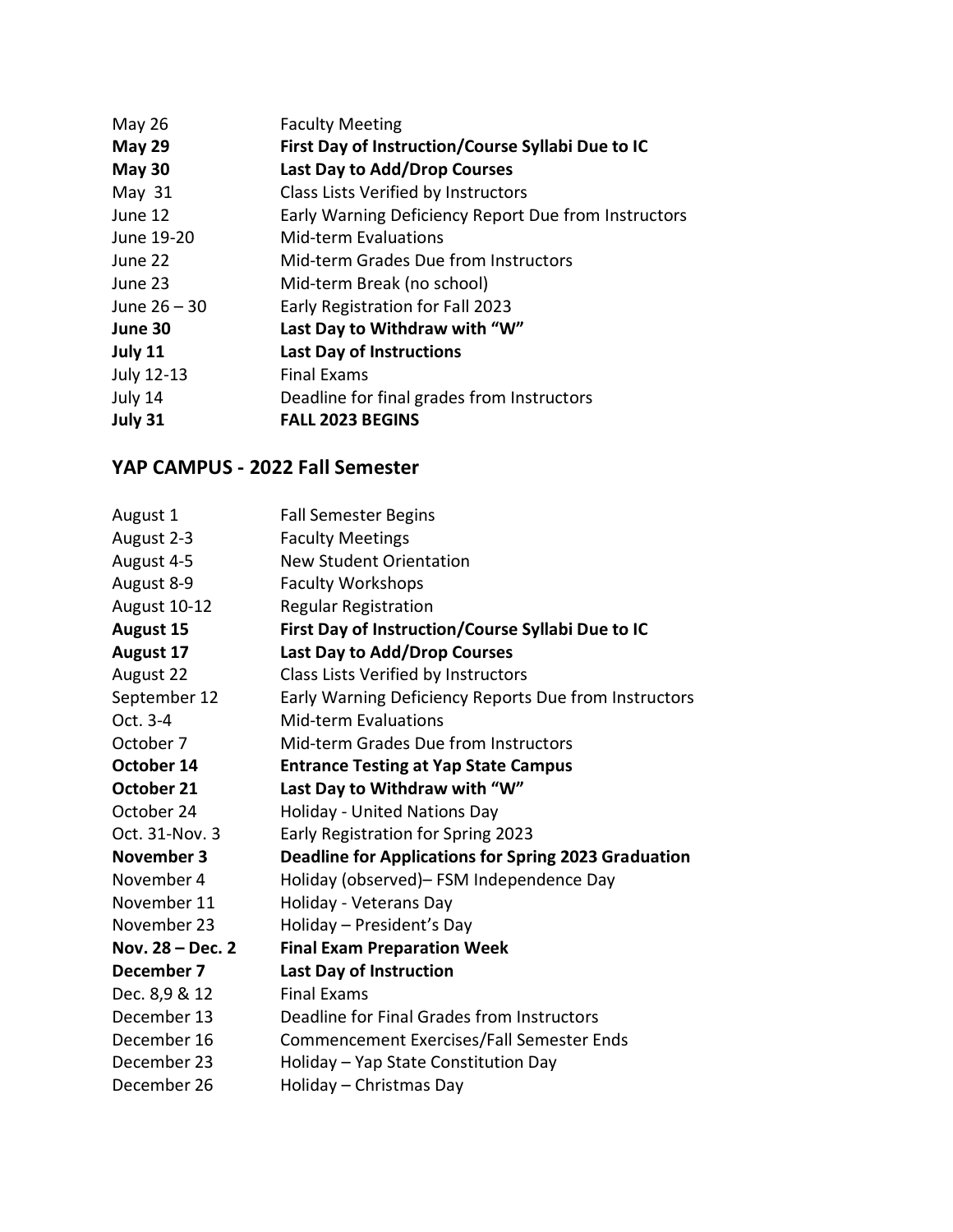| | |
|---|---|
| May 26 | Faculty Meeting |
| **May 29** | **First Day of Instruction/Course Syllabi Due to IC** |
| **May 30** | **Last Day to Add/Drop Courses** |
| May 31 | Class Lists Verified by Instructors |
| June 12 | Early Warning Deficiency Report Due from Instructors |
| June 19-20 | Mid-term Evaluations |
| June 22 | Mid-term Grades Due from Instructors |
| June 23 | Mid-term Break (no school) |
| June 26 – 30 | Early Registration for Fall 2023 |
| **June 30** | **Last Day to Withdraw with "W"** |
| **July 11** | **Last Day of Instructions** |
| July 12-13 | Final Exams |
| July 14 | Deadline for final grades from Instructors |
| **July 31** | **FALL 2023 BEGINS** |

## YAP CAMPUS - 2022 Fall Semester

| | |
|---|---|
| August 1 | Fall Semester Begins |
| August 2-3 | Faculty Meetings |
| August 4-5 | New Student Orientation |
| August 8-9 | Faculty Workshops |
| August 10-12 | Regular Registration |
| **August 15** | **First Day of Instruction/Course Syllabi Due to IC** |
| **August 17** | **Last Day to Add/Drop Courses** |
| August 22 | Class Lists Verified by Instructors |
| September 12 | Early Warning Deficiency Reports Due from Instructors |
| Oct. 3-4 | Mid-term Evaluations |
| October 7 | Mid-term Grades Due from Instructors |
| **October 14** | **Entrance Testing at Yap State Campus** |
| **October 21** | **Last Day to Withdraw with "W"** |
| October 24 | Holiday - United Nations Day |
| Oct. 31-Nov. 3 | Early Registration for Spring 2023 |
| **November 3** | **Deadline for Applications for Spring 2023 Graduation** |
| November 4 | Holiday (observed)– FSM Independence Day |
| November 11 | Holiday - Veterans Day |
| November 23 | Holiday – President's Day |
| **Nov. 28 – Dec. 2** | **Final Exam Preparation Week** |
| **December 7** | **Last Day of Instruction** |
| Dec. 8,9 & 12 | Final Exams |
| December 13 | Deadline for Final Grades from Instructors |
| December 16 | Commencement Exercises/Fall Semester Ends |
| December 23 | Holiday – Yap State Constitution Day |
| December 26 | Holiday – Christmas Day |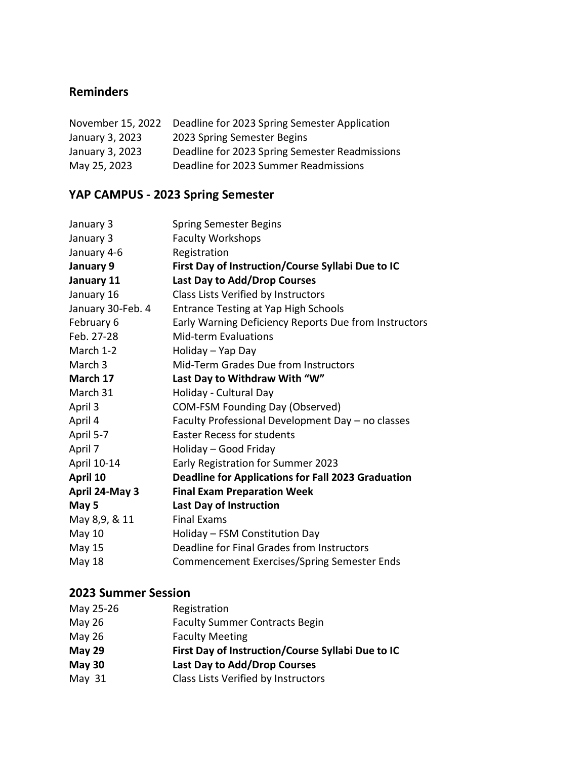## Reminders

| | |
|---|---|
| November 15, 2022 | Deadline for 2023 Spring Semester Application |
| January 3, 2023 | 2023 Spring Semester Begins |
| January 3, 2023 | Deadline for 2023 Spring Semester Readmissions |
| May 25, 2023 | Deadline for 2023 Summer Readmissions |

## YAP CAMPUS - 2023 Spring Semester

| | |
|---|---|
| January 3 | Spring Semester Begins |
| January 3 | Faculty Workshops |
| January 4-6 | Registration |
| **January 9** | **First Day of Instruction/Course Syllabi Due to IC** |
| **January 11** | **Last Day to Add/Drop Courses** |
| January 16 | Class Lists Verified by Instructors |
| January 30-Feb. 4 | Entrance Testing at Yap High Schools |
| February 6 | Early Warning Deficiency Reports Due from Instructors |
| Feb. 27-28 | Mid-term Evaluations |
| March 1-2 | Holiday – Yap Day |
| March 3 | Mid-Term Grades Due from Instructors |
| **March 17** | **Last Day to Withdraw With "W"** |
| March 31 | Holiday - Cultural Day |
| April 3 | COM-FSM Founding Day (Observed) |
| April 4 | Faculty Professional Development Day – no classes |
| April 5-7 | Easter Recess for students |
| April 7 | Holiday – Good Friday |
| April 10-14 | Early Registration for Summer 2023 |
| **April 10** | **Deadline for Applications for Fall 2023 Graduation** |
| **April 24-May 3** | **Final Exam Preparation Week** |
| **May 5** | **Last Day of Instruction** |
| May 8,9, & 11 | Final Exams |
| May 10 | Holiday – FSM Constitution Day |
| May 15 | Deadline for Final Grades from Instructors |
| May 18 | Commencement Exercises/Spring Semester Ends |

## 2023 Summer Session

| | |
|---|---|
| May 25-26 | Registration |
| May 26 | Faculty Summer Contracts Begin |
| May 26 | Faculty Meeting |
| **May 29** | **First Day of Instruction/Course Syllabi Due to IC** |
| **May 30** | **Last Day to Add/Drop Courses** |
| May 31 | Class Lists Verified by Instructors |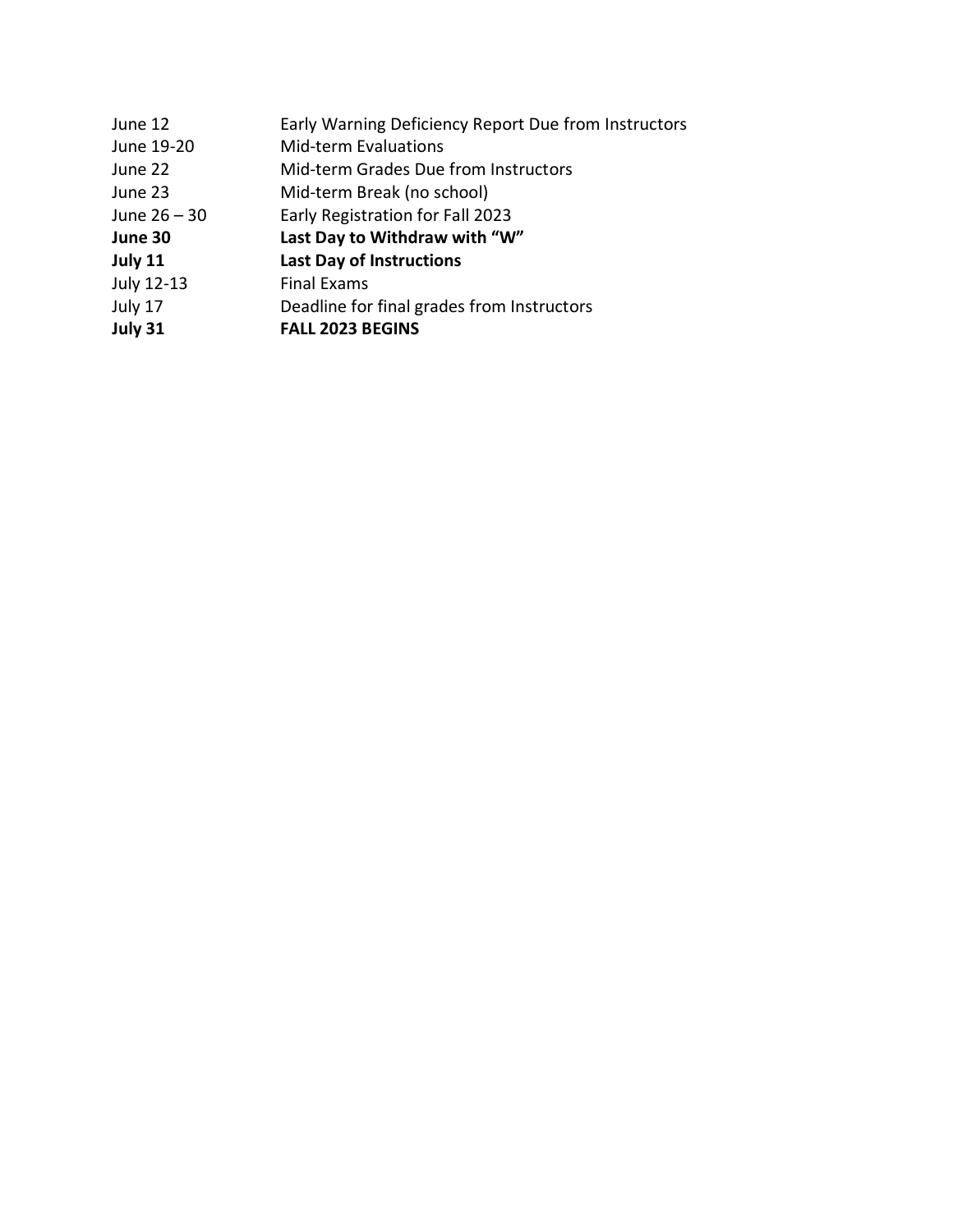| | |
|---|---|
| June 12 | Early Warning Deficiency Report Due from Instructors |
| June 19-20 | Mid-term Evaluations |
| June 22 | Mid-term Grades Due from Instructors |
| June 23 | Mid-term Break (no school) |
| June 26 – 30 | Early Registration for Fall 2023 |
| **June 30** | **Last Day to Withdraw with “W”** |
| **July 11** | **Last Day of Instructions** |
| July 12-13 | Final Exams |
| July 17 | Deadline for final grades from Instructors |
| **July 31** | **FALL 2023 BEGINS** |